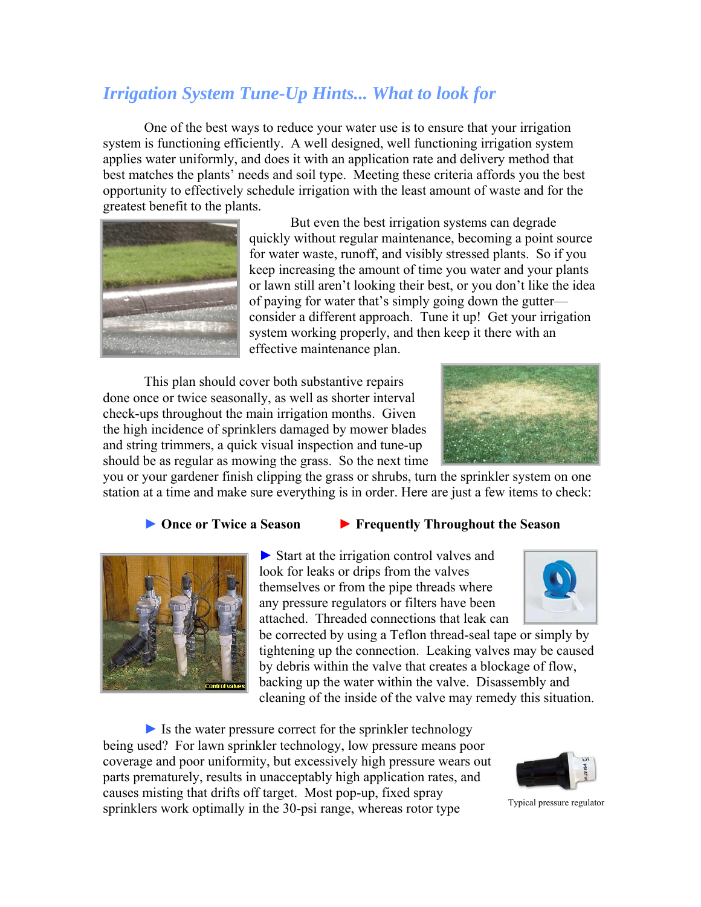## *Irrigation System Tune-Up Hints... What to look for*

One of the best ways to reduce your water use is to ensure that your irrigation system is functioning efficiently. A well designed, well functioning irrigation system applies water uniformly, and does it with an application rate and delivery method that best matches the plants' needs and soil type. Meeting these criteria affords you the best opportunity to effectively schedule irrigation with the least amount of waste and for the greatest benefit to the plants.

But even the best irrigation systems can degrade quickly without regular maintenance, becoming a point source for water waste, runoff, and visibly stressed plants. So if you keep increasing the amount of time you water and your plants or lawn still aren't looking their best, or you don't like the idea of paying for water that's simply going down the gutter—consider a different approach. Tune it up! Get your irrigation system working properly, and then keep it there with an effective maintenance plan.

This plan should cover both substantive repairs done once or twice seasonally, as well as shorter interval check-ups throughout the main irrigation months. Given the high incidence of sprinklers damaged by mower blades and string trimmers, a quick visual inspection and tune-up should be as regular as mowing the grass. So the next time you or your gardener finish clipping the grass or shrubs, turn the sprinkler system on one station at a time and make sure everything is in order. Here are just a few items to check:

► **Once or Twice a Season** ► **Frequently Throughout the Season**

Control valves

► Start at the irrigation control valves and look for leaks or drips from the valves themselves or from the pipe threads where any pressure regulators or filters have been attached. Threaded connections that leak can be corrected by using a Teflon thread-seal tape or simply by tightening up the connection. Leaking valves may be caused by debris within the valve that creates a blockage of flow, backing up the water within the valve. Disassembly and cleaning of the inside of the valve may remedy this situation.

► Is the water pressure correct for the sprinkler technology being used? For lawn sprinkler technology, low pressure means poor coverage and poor uniformity, but excessively high pressure wears out parts prematurely, results in unacceptably high application rates, and causes misting that drifts off target. Most pop-up, fixed spray sprinklers work optimally in the 30-psi range, whereas rotor type

Typical pressure regulator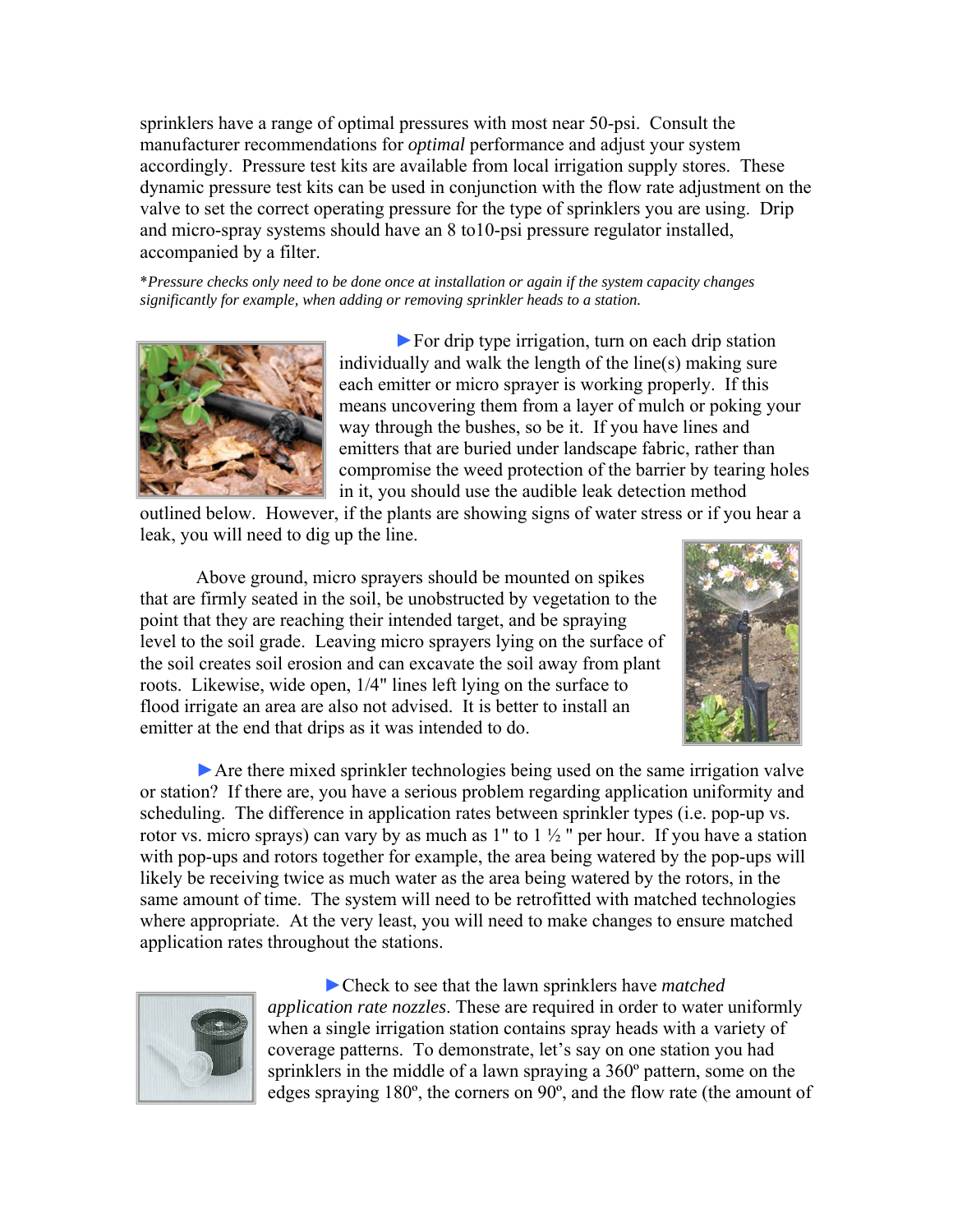sprinklers have a range of optimal pressures with most near 50-psi. Consult the manufacturer recommendations for *optimal* performance and adjust your system accordingly. Pressure test kits are available from local irrigation supply stores. These dynamic pressure test kits can be used in conjunction with the flow rate adjustment on the valve to set the correct operating pressure for the type of sprinklers you are using. Drip and micro-spray systems should have an 8 to10-psi pressure regulator installed, accompanied by a filter.

**Pressure checks only need to be done once at installation or again if the system capacity changes significantly for example, when adding or removing sprinkler heads to a station.*

►For drip type irrigation, turn on each drip station individually and walk the length of the line(s) making sure each emitter or micro sprayer is working properly. If this means uncovering them from a layer of mulch or poking your way through the bushes, so be it. If you have lines and emitters that are buried under landscape fabric, rather than compromise the weed protection of the barrier by tearing holes in it, you should use the audible leak detection method outlined below. However, if the plants are showing signs of water stress or if you hear a leak, you will need to dig up the line.

Above ground, micro sprayers should be mounted on spikes that are firmly seated in the soil, be unobstructed by vegetation to the point that they are reaching their intended target, and be spraying level to the soil grade. Leaving micro sprayers lying on the surface of the soil creates soil erosion and can excavate the soil away from plant roots. Likewise, wide open, 1/4" lines left lying on the surface to flood irrigate an area are also not advised. It is better to install an emitter at the end that drips as it was intended to do.

►Are there mixed sprinkler technologies being used on the same irrigation valve or station? If there are, you have a serious problem regarding application uniformity and scheduling. The difference in application rates between sprinkler types (i.e. pop-up vs. rotor vs. micro sprays) can vary by as much as 1" to 1 ½ " per hour. If you have a station with pop-ups and rotors together for example, the area being watered by the pop-ups will likely be receiving twice as much water as the area being watered by the rotors, in the same amount of time. The system will need to be retrofitted with matched technologies where appropriate. At the very least, you will need to make changes to ensure matched application rates throughout the stations.

►Check to see that the lawn sprinklers have *matched application rate nozzles*. These are required in order to water uniformly when a single irrigation station contains spray heads with a variety of coverage patterns. To demonstrate, let's say on one station you had sprinklers in the middle of a lawn spraying a 360º pattern, some on the edges spraying 180º, the corners on 90º, and the flow rate (the amount of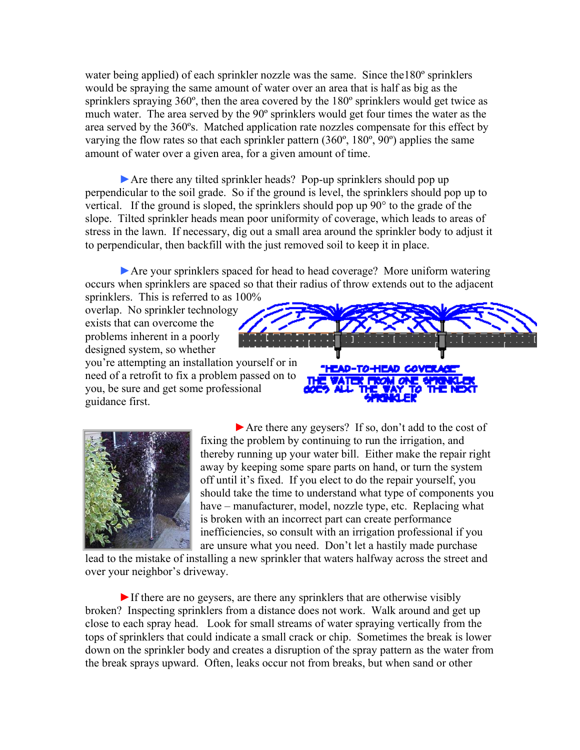water being applied) of each sprinkler nozzle was the same. Since the180º sprinklers would be spraying the same amount of water over an area that is half as big as the sprinklers spraying 360º, then the area covered by the 180º sprinklers would get twice as much water. The area served by the 90º sprinklers would get four times the water as the area served by the 360ºs. Matched application rate nozzles compensate for this effect by varying the flow rates so that each sprinkler pattern (360º, 180º, 90º) applies the same amount of water over a given area, for a given amount of time.

► Are there any tilted sprinkler heads? Pop-up sprinklers should pop up perpendicular to the soil grade. So if the ground is level, the sprinklers should pop up to vertical. If the ground is sloped, the sprinklers should pop up 90° to the grade of the slope. Tilted sprinkler heads mean poor uniformity of coverage, which leads to areas of stress in the lawn. If necessary, dig out a small area around the sprinkler body to adjust it to perpendicular, then backfill with the just removed soil to keep it in place.

► Are your sprinklers spaced for head to head coverage? More uniform watering occurs when sprinklers are spaced so that their radius of throw extends out to the adjacent sprinklers. This is referred to as 100% overlap. No sprinkler technology exists that can overcome the problems inherent in a poorly designed system, so whether you're attempting an installation yourself or in need of a retrofit to fix a problem passed on to you, be sure and get some professional guidance first.

"HEAD-TO-HEAD COVERAGE" THE WATER FROM ONE SPRINKLER GOES ALL THE WAY TO THE NEXT SPRINKLER

► Are there any geysers? If so, don't add to the cost of fixing the problem by continuing to run the irrigation, and thereby running up your water bill. Either make the repair right away by keeping some spare parts on hand, or turn the system off until it's fixed. If you elect to do the repair yourself, you should take the time to understand what type of components you have – manufacturer, model, nozzle type, etc. Replacing what is broken with an incorrect part can create performance inefficiencies, so consult with an irrigation professional if you are unsure what you need. Don't let a hastily made purchase lead to the mistake of installing a new sprinkler that waters halfway across the street and over your neighbor's driveway.

► If there are no geysers, are there any sprinklers that are otherwise visibly broken? Inspecting sprinklers from a distance does not work. Walk around and get up close to each spray head. Look for small streams of water spraying vertically from the tops of sprinklers that could indicate a small crack or chip. Sometimes the break is lower down on the sprinkler body and creates a disruption of the spray pattern as the water from the break sprays upward. Often, leaks occur not from breaks, but when sand or other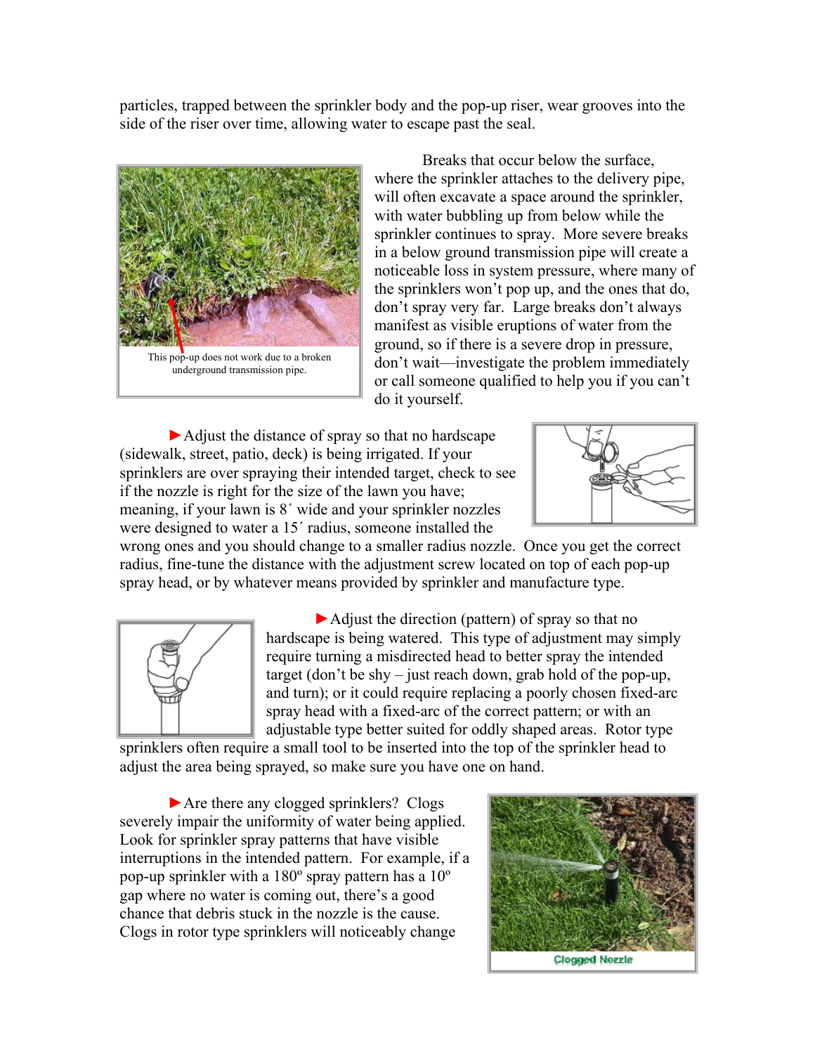particles, trapped between the sprinkler body and the pop-up riser, wear grooves into the side of the riser over time, allowing water to escape past the seal.

This pop-up does not work due to a broken underground transmission pipe.

Breaks that occur below the surface, where the sprinkler attaches to the delivery pipe, will often excavate a space around the sprinkler, with water bubbling up from below while the sprinkler continues to spray. More severe breaks in a below ground transmission pipe will create a noticeable loss in system pressure, where many of the sprinklers won't pop up, and the ones that do, don't spray very far. Large breaks don't always manifest as visible eruptions of water from the ground, so if there is a severe drop in pressure, don't wait—investigate the problem immediately or call someone qualified to help you if you can't do it yourself.

►Adjust the distance of spray so that no hardscape (sidewalk, street, patio, deck) is being irrigated. If your sprinklers are over spraying their intended target, check to see if the nozzle is right for the size of the lawn you have; meaning, if your lawn is 8´ wide and your sprinkler nozzles were designed to water a 15´ radius, someone installed the wrong ones and you should change to a smaller radius nozzle. Once you get the correct radius, fine-tune the distance with the adjustment screw located on top of each pop-up spray head, or by whatever means provided by sprinkler and manufacture type.

►Adjust the direction (pattern) of spray so that no hardscape is being watered. This type of adjustment may simply require turning a misdirected head to better spray the intended target (don't be shy – just reach down, grab hold of the pop-up, and turn); or it could require replacing a poorly chosen fixed-arc spray head with a fixed-arc of the correct pattern; or with an adjustable type better suited for oddly shaped areas. Rotor type sprinklers often require a small tool to be inserted into the top of the sprinkler head to adjust the area being sprayed, so make sure you have one on hand.

►Are there any clogged sprinklers? Clogs severely impair the uniformity of water being applied. Look for sprinkler spray patterns that have visible interruptions in the intended pattern. For example, if a pop-up sprinkler with a 180º spray pattern has a 10º gap where no water is coming out, there's a good chance that debris stuck in the nozzle is the cause. Clogs in rotor type sprinklers will noticeably change

Clogged Nozzle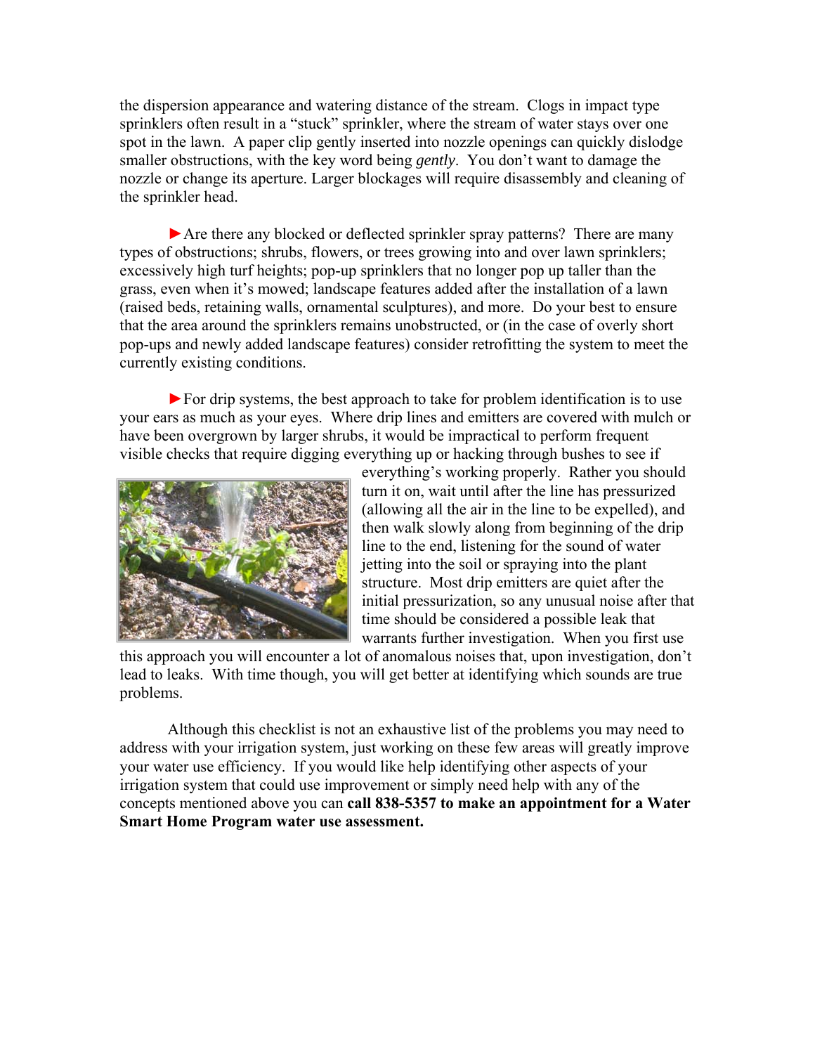the dispersion appearance and watering distance of the stream. Clogs in impact type sprinklers often result in a "stuck" sprinkler, where the stream of water stays over one spot in the lawn. A paper clip gently inserted into nozzle openings can quickly dislodge smaller obstructions, with the key word being *gently*. You don't want to damage the nozzle or change its aperture. Larger blockages will require disassembly and cleaning of the sprinkler head.

►Are there any blocked or deflected sprinkler spray patterns? There are many types of obstructions; shrubs, flowers, or trees growing into and over lawn sprinklers; excessively high turf heights; pop-up sprinklers that no longer pop up taller than the grass, even when it's mowed; landscape features added after the installation of a lawn (raised beds, retaining walls, ornamental sculptures), and more. Do your best to ensure that the area around the sprinklers remains unobstructed, or (in the case of overly short pop-ups and newly added landscape features) consider retrofitting the system to meet the currently existing conditions.

►For drip systems, the best approach to take for problem identification is to use your ears as much as your eyes. Where drip lines and emitters are covered with mulch or have been overgrown by larger shrubs, it would be impractical to perform frequent visible checks that require digging everything up or hacking through bushes to see if everything's working properly. Rather you should turn it on, wait until after the line has pressurized (allowing all the air in the line to be expelled), and then walk slowly along from beginning of the drip line to the end, listening for the sound of water jetting into the soil or spraying into the plant structure. Most drip emitters are quiet after the initial pressurization, so any unusual noise after that time should be considered a possible leak that warrants further investigation. When you first use this approach you will encounter a lot of anomalous noises that, upon investigation, don't lead to leaks. With time though, you will get better at identifying which sounds are true problems.

Although this checklist is not an exhaustive list of the problems you may need to address with your irrigation system, just working on these few areas will greatly improve your water use efficiency. If you would like help identifying other aspects of your irrigation system that could use improvement or simply need help with any of the concepts mentioned above you can **call 838-5357 to make an appointment for a Water Smart Home Program water use assessment.**